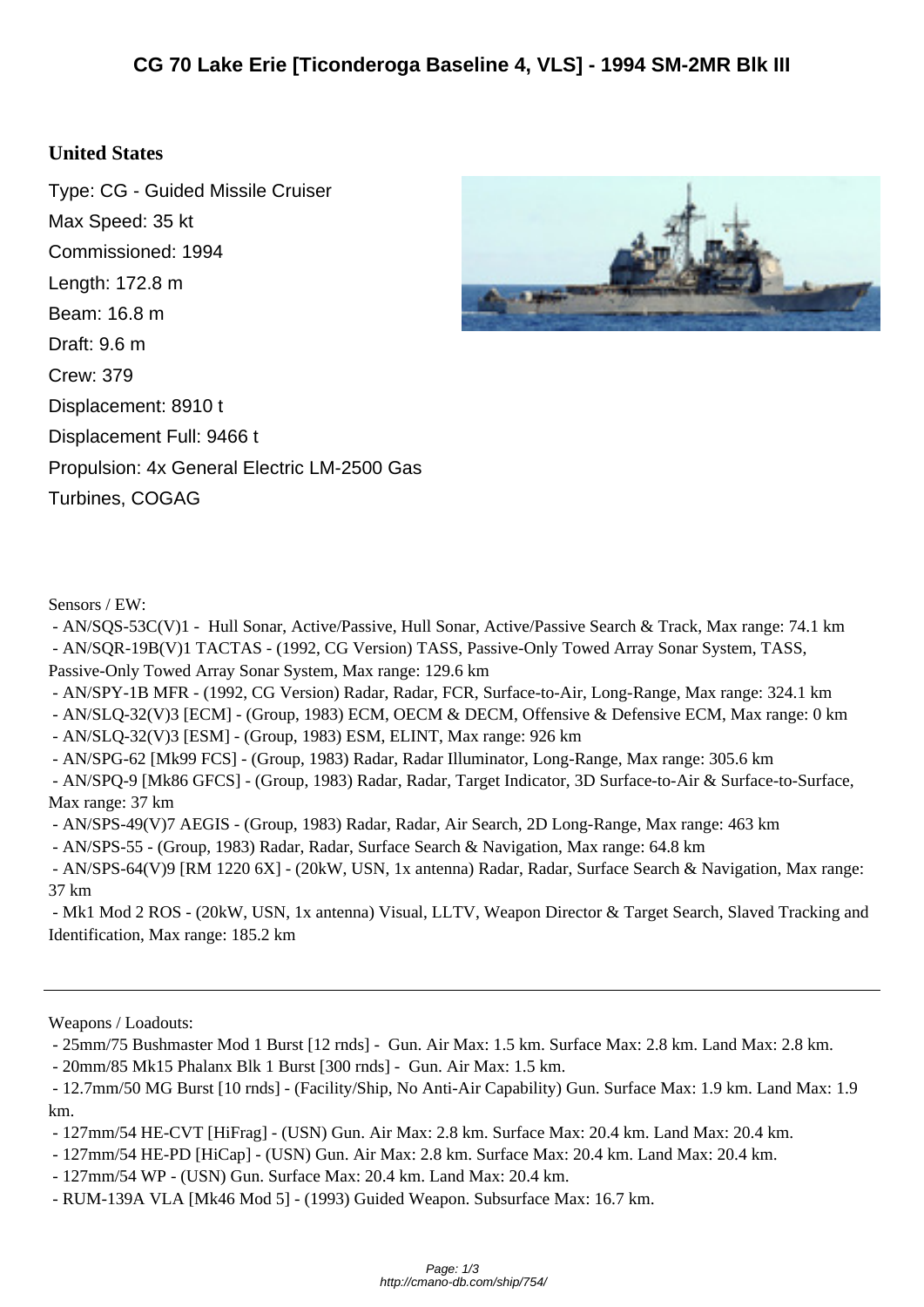# CG 70 Lake Erie [Ticonderoga Baseline 4, VLS] - 1994 SM-2MR Blk III

## United States

Type: CG - Guided Missile Cruiser

Max Speed: 35 kt

Commissioned: 1994

Length: 172.8 m

Beam: 16.8 m

Draft: 9.6 m

Crew: 379

Displacement: 8910 t

Displacement Full: 9466 t

Propulsion: 4x General Electric LM-2500 Gas Turbines, COGAG

Sensors / EW:

- AN/SQS-53C(V)1 - Hull Sonar, Active/Passive, Hull Sonar, Active/Passive Search & Track, Max range: 74.1 km
- AN/SQR-19B(V)1 TACTAS - (1992, CG Version) TASS, Passive-Only Towed Array Sonar System, TASS, Passive-Only Towed Array Sonar System, Max range: 129.6 km
- AN/SPY-1B MFR - (1992, CG Version) Radar, Radar, FCR, Surface-to-Air, Long-Range, Max range: 324.1 km
- AN/SLQ-32(V)3 [ECM] - (Group, 1983) ECM, OECM & DECM, Offensive & Defensive ECM, Max range: 0 km
- AN/SLQ-32(V)3 [ESM] - (Group, 1983) ESM, ELINT, Max range: 926 km
- AN/SPG-62 [Mk99 FCS] - (Group, 1983) Radar, Radar Illuminator, Long-Range, Max range: 305.6 km
- AN/SPQ-9 [Mk86 GFCS] - (Group, 1983) Radar, Radar, Target Indicator, 3D Surface-to-Air & Surface-to-Surface, Max range: 37 km
- AN/SPS-49(V)7 AEGIS - (Group, 1983) Radar, Radar, Air Search, 2D Long-Range, Max range: 463 km
- AN/SPS-55 - (Group, 1983) Radar, Radar, Surface Search & Navigation, Max range: 64.8 km
- AN/SPS-64(V)9 [RM 1220 6X] - (20kW, USN, 1x antenna) Radar, Radar, Surface Search & Navigation, Max range: 37 km
- Mk1 Mod 2 ROS - (20kW, USN, 1x antenna) Visual, LLTV, Weapon Director & Target Search, Slaved Tracking and Identification, Max range: 185.2 km

---

Weapons / Loadouts:

- 25mm/75 Bushmaster Mod 1 Burst [12 rnds] - Gun. Air Max: 1.5 km. Surface Max: 2.8 km. Land Max: 2.8 km.
- 20mm/85 Mk15 Phalanx Blk 1 Burst [300 rnds] - Gun. Air Max: 1.5 km.
- 12.7mm/50 MG Burst [10 rnds] - (Facility/Ship, No Anti-Air Capability) Gun. Surface Max: 1.9 km. Land Max: 1.9 km.
- 127mm/54 HE-CVT [HiFrag] - (USN) Gun. Air Max: 2.8 km. Surface Max: 20.4 km. Land Max: 20.4 km.
- 127mm/54 HE-PD [HiCap] - (USN) Gun. Air Max: 2.8 km. Surface Max: 20.4 km. Land Max: 20.4 km.
- 127mm/54 WP - (USN) Gun. Surface Max: 20.4 km. Land Max: 20.4 km.
- RUM-139A VLA [Mk46 Mod 5] - (1993) Guided Weapon. Subsurface Max: 16.7 km.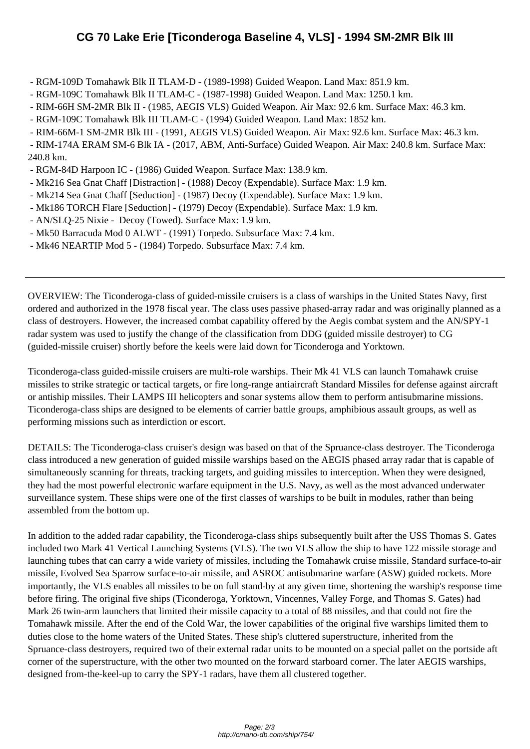- RGM-109D Tomahawk Blk II TLAM-D - (1989-1998) Guided Weapon. Land Max: 851.9 km.
- RGM-109C Tomahawk Blk II TLAM-C - (1987-1998) Guided Weapon. Land Max: 1250.1 km.
- RIM-66H SM-2MR Blk II - (1985, AEGIS VLS) Guided Weapon. Air Max: 92.6 km. Surface Max: 46.3 km.
- RGM-109C Tomahawk Blk III TLAM-C - (1994) Guided Weapon. Land Max: 1852 km.
- RIM-66M-1 SM-2MR Blk III - (1991, AEGIS VLS) Guided Weapon. Air Max: 92.6 km. Surface Max: 46.3 km.
- RIM-174A ERAM SM-6 Blk IA - (2017, ABM, Anti-Surface) Guided Weapon. Air Max: 240.8 km. Surface Max: 240.8 km.
- RGM-84D Harpoon IC - (1986) Guided Weapon. Surface Max: 138.9 km.
- Mk216 Sea Gnat Chaff [Distraction] - (1988) Decoy (Expendable). Surface Max: 1.9 km.
- Mk214 Sea Gnat Chaff [Seduction] - (1987) Decoy (Expendable). Surface Max: 1.9 km.
- Mk186 TORCH Flare [Seduction] - (1979) Decoy (Expendable). Surface Max: 1.9 km.
- AN/SLQ-25 Nixie - Decoy (Towed). Surface Max: 1.9 km.
- Mk50 Barracuda Mod 0 ALWT - (1991) Torpedo. Subsurface Max: 7.4 km.
- Mk46 NEARTIP Mod 5 - (1984) Torpedo. Subsurface Max: 7.4 km.

---

OVERVIEW: The Ticonderoga-class of guided-missile cruisers is a class of warships in the United States Navy, first ordered and authorized in the 1978 fiscal year. The class uses passive phased-array radar and was originally planned as a class of destroyers. However, the increased combat capability offered by the Aegis combat system and the AN/SPY-1 radar system was used to justify the change of the classification from DDG (guided missile destroyer) to CG (guided-missile cruiser) shortly before the keels were laid down for Ticonderoga and Yorktown.

Ticonderoga-class guided-missile cruisers are multi-role warships. Their Mk 41 VLS can launch Tomahawk cruise missiles to strike strategic or tactical targets, or fire long-range antiaircraft Standard Missiles for defense against aircraft or antiship missiles. Their LAMPS III helicopters and sonar systems allow them to perform antisubmarine missions. Ticonderoga-class ships are designed to be elements of carrier battle groups, amphibious assault groups, as well as performing missions such as interdiction or escort.

DETAILS: The Ticonderoga-class cruiser's design was based on that of the Spruance-class destroyer. The Ticonderoga class introduced a new generation of guided missile warships based on the AEGIS phased array radar that is capable of simultaneously scanning for threats, tracking targets, and guiding missiles to interception. When they were designed, they had the most powerful electronic warfare equipment in the U.S. Navy, as well as the most advanced underwater surveillance system. These ships were one of the first classes of warships to be built in modules, rather than being assembled from the bottom up.

In addition to the added radar capability, the Ticonderoga-class ships subsequently built after the USS Thomas S. Gates included two Mark 41 Vertical Launching Systems (VLS). The two VLS allow the ship to have 122 missile storage and launching tubes that can carry a wide variety of missiles, including the Tomahawk cruise missile, Standard surface-to-air missile, Evolved Sea Sparrow surface-to-air missile, and ASROC antisubmarine warfare (ASW) guided rockets. More importantly, the VLS enables all missiles to be on full stand-by at any given time, shortening the warship's response time before firing. The original five ships (Ticonderoga, Yorktown, Vincennes, Valley Forge, and Thomas S. Gates) had Mark 26 twin-arm launchers that limited their missile capacity to a total of 88 missiles, and that could not fire the Tomahawk missile. After the end of the Cold War, the lower capabilities of the original five warships limited them to duties close to the home waters of the United States. These ship's cluttered superstructure, inherited from the Spruance-class destroyers, required two of their external radar units to be mounted on a special pallet on the portside aft corner of the superstructure, with the other two mounted on the forward starboard corner. The later AEGIS warships, designed from-the-keel-up to carry the SPY-1 radars, have them all clustered together.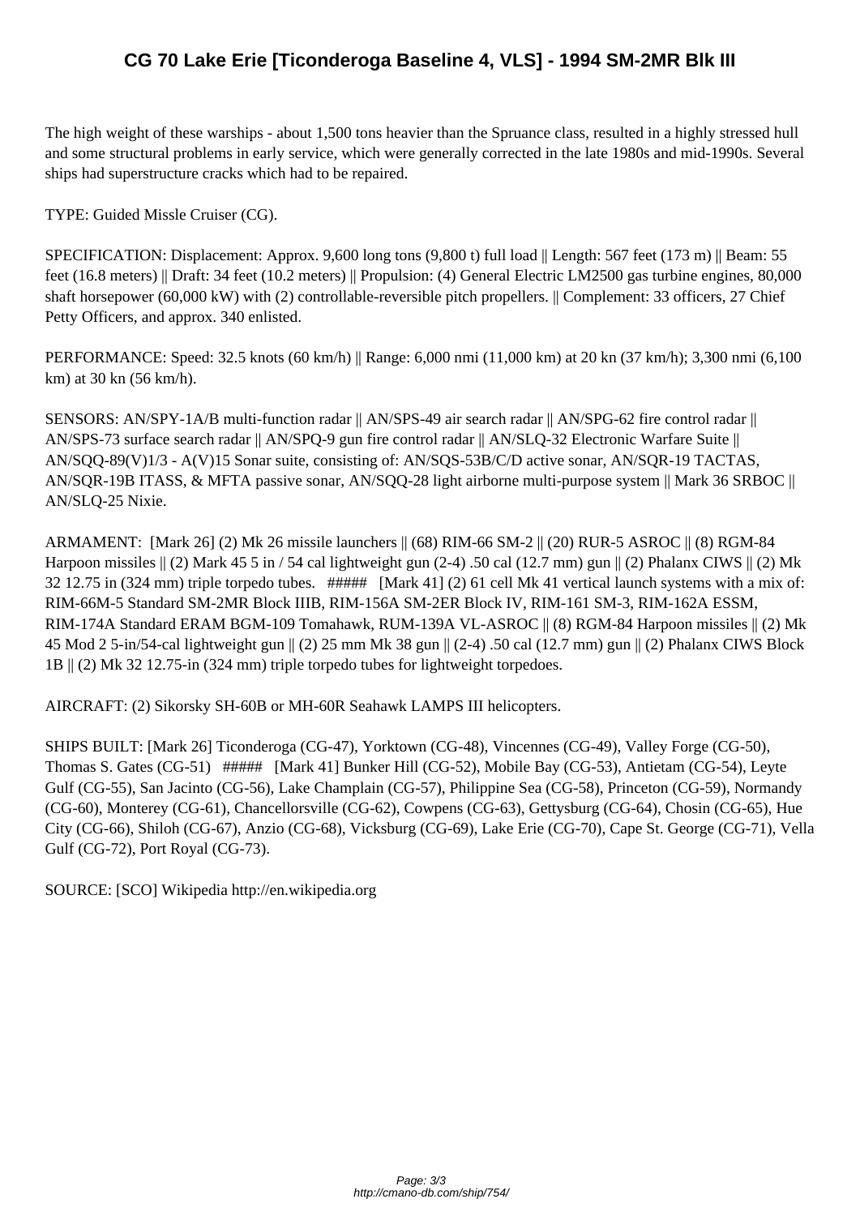The high weight of these warships - about 1,500 tons heavier than the Spruance class, resulted in a highly stressed hull and some structural problems in early service, which were generally corrected in the late 1980s and mid-1990s. Several ships had superstructure cracks which had to be repaired.

TYPE: Guided Missle Cruiser (CG).

SPECIFICATION: Displacement: Approx. 9,600 long tons (9,800 t) full load || Length: 567 feet (173 m) || Beam: 55 feet (16.8 meters) || Draft: 34 feet (10.2 meters) || Propulsion: (4) General Electric LM2500 gas turbine engines, 80,000 shaft horsepower (60,000 kW) with (2) controllable-reversible pitch propellers. || Complement: 33 officers, 27 Chief Petty Officers, and approx. 340 enlisted.

PERFORMANCE: Speed: 32.5 knots (60 km/h) || Range: 6,000 nmi (11,000 km) at 20 kn (37 km/h); 3,300 nmi (6,100 km) at 30 kn (56 km/h).

SENSORS: AN/SPY-1A/B multi-function radar || AN/SPS-49 air search radar || AN/SPG-62 fire control radar || AN/SPS-73 surface search radar || AN/SPQ-9 gun fire control radar || AN/SLQ-32 Electronic Warfare Suite || AN/SQQ-89(V)1/3 - A(V)15 Sonar suite, consisting of: AN/SQS-53B/C/D active sonar, AN/SQR-19 TACTAS, AN/SQR-19B ITASS, & MFTA passive sonar, AN/SQQ-28 light airborne multi-purpose system || Mark 36 SRBOC || AN/SLQ-25 Nixie.

ARMAMENT: [Mark 26] (2) Mk 26 missile launchers || (68) RIM-66 SM-2 || (20) RUR-5 ASROC || (8) RGM-84 Harpoon missiles || (2) Mark 45 5 in / 54 cal lightweight gun (2-4) .50 cal (12.7 mm) gun || (2) Phalanx CIWS || (2) Mk 32 12.75 in (324 mm) triple torpedo tubes. ##### [Mark 41] (2) 61 cell Mk 41 vertical launch systems with a mix of: RIM-66M-5 Standard SM-2MR Block IIIB, RIM-156A SM-2ER Block IV, RIM-161 SM-3, RIM-162A ESSM, RIM-174A Standard ERAM BGM-109 Tomahawk, RUM-139A VL-ASROC || (8) RGM-84 Harpoon missiles || (2) Mk 45 Mod 2 5-in/54-cal lightweight gun || (2) 25 mm Mk 38 gun || (2-4) .50 cal (12.7 mm) gun || (2) Phalanx CIWS Block 1B || (2) Mk 32 12.75-in (324 mm) triple torpedo tubes for lightweight torpedoes.

AIRCRAFT: (2) Sikorsky SH-60B or MH-60R Seahawk LAMPS III helicopters.

SHIPS BUILT: [Mark 26] Ticonderoga (CG-47), Yorktown (CG-48), Vincennes (CG-49), Valley Forge (CG-50), Thomas S. Gates (CG-51) ##### [Mark 41] Bunker Hill (CG-52), Mobile Bay (CG-53), Antietam (CG-54), Leyte Gulf (CG-55), San Jacinto (CG-56), Lake Champlain (CG-57), Philippine Sea (CG-58), Princeton (CG-59), Normandy (CG-60), Monterey (CG-61), Chancellorsville (CG-62), Cowpens (CG-63), Gettysburg (CG-64), Chosin (CG-65), Hue City (CG-66), Shiloh (CG-67), Anzio (CG-68), Vicksburg (CG-69), Lake Erie (CG-70), Cape St. George (CG-71), Vella Gulf (CG-72), Port Royal (CG-73).

SOURCE: [SCO] Wikipedia http://en.wikipedia.org